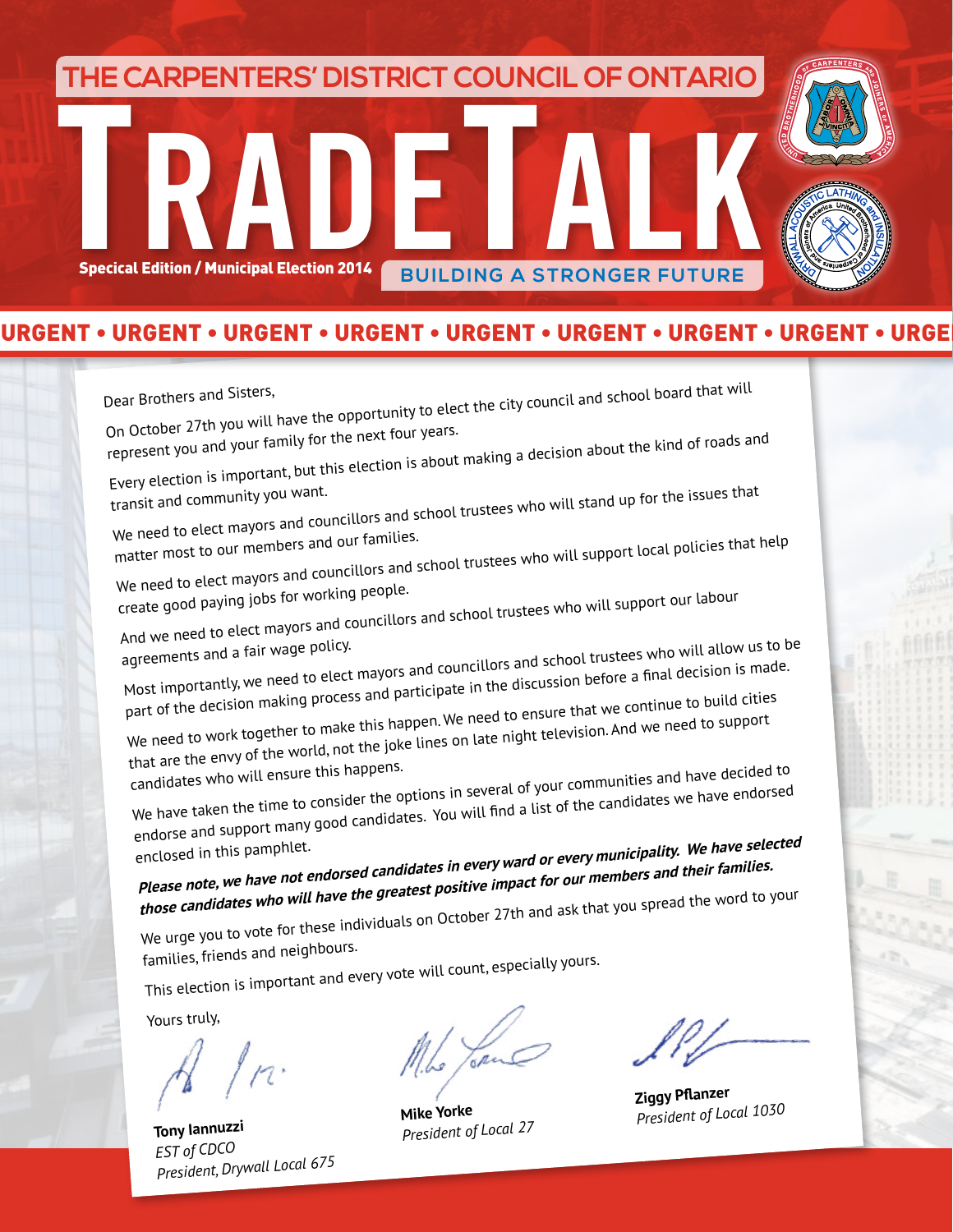# THE CARPENTERS' DISTRICT COUNCIL OF ONTARIO

# TRADE TALK

**Specical Edition / Municipal Election 2014**

**BUILDING A STRONGER FUTURE**

**URGENT • URGENT • URGENT • URGENT • URGENT • URGENT • URGENT • URGENT • URGE**

Dear Brothers and Sisters,

On October 27th you will have the opportunity to elect the city council and school board that will represent you and your family for the next four years.

Every election is important, but this election is about making a decision about the kind of roads and transit and community you want.

We need to elect mayors and councillors and school trustees who will stand up for the issues that matter most to our members and our families.

We need to elect mayors and councillors and school trustees who will support local policies that help create good paying jobs for working people.

And we need to elect mayors and councillors and school trustees who will support our labour agreements and a fair wage policy.

Most importantly, we need to elect mayors and councillors and school trustees who will allow us to be part of the decision making process and participate in the discussion before a final decision is made.

We need to work together to make this happen. We need to ensure that we continue to build cities that are the envy of the world, not the joke lines on late night television. And we need to support candidates who will ensure this happens.

We have taken the time to consider the options in several of your communities and have decided to endorse and support many good candidates. You will find a list of the candidates we have endorsed enclosed in this pamphlet.

***Please note, we have not endorsed candidates in every ward or every municipality. We have selected those candidates who will have the greatest positive impact for our members and their families.***

We urge you to vote for these individuals on October 27th and ask that you spread the word to your families, friends and neighbours.

This election is important and every vote will count, especially yours.

Yours truly,

**Tony Iannuzzi**
*EST of CDCO*
*President, Drywall Local 675*

**Mike Yorke**
*President of Local 27*

**Ziggy Pflanzer**
*President of Local 1030*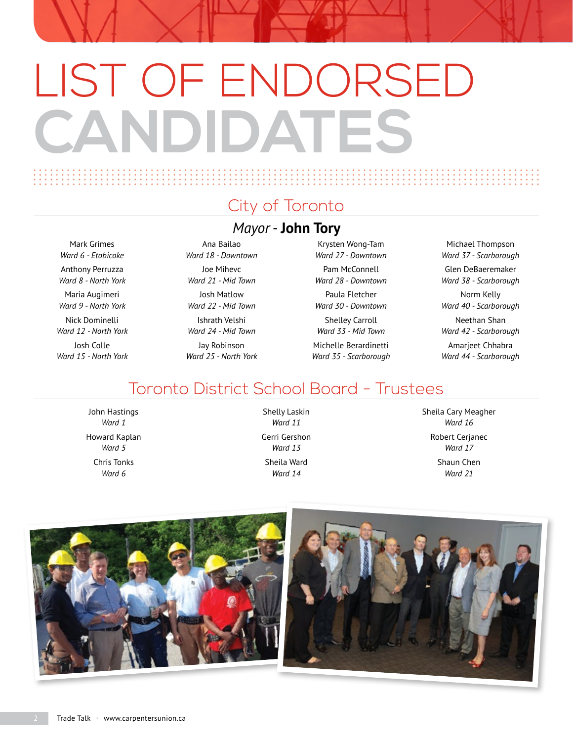# LIST OF ENDORSED CANDIDATES

## City of Toronto

### *Mayor* - **John Tory**

Mark Grimes
*Ward 6 - Etobicoke*

Anthony Perruzza
*Ward 8 - North York*

Maria Augimeri
*Ward 9 - North York*

Nick Dominelli
*Ward 12 - North York*

Josh Colle
*Ward 15 - North York*

Ana Bailao
*Ward 18 - Downtown*

Joe Mihevc
*Ward 21 - Mid Town*

Josh Matlow
*Ward 22 - Mid Town*

Ishrath Velshi
*Ward 24 - Mid Town*

Jay Robinson
*Ward 25 - North York*

Krysten Wong-Tam
*Ward 27 - Downtown*

Pam McConnell
*Ward 28 - Downtown*

Paula Fletcher
*Ward 30 - Downtown*

Shelley Carroll
*Ward 33 - Mid Town*

Michelle Berardinetti
*Ward 35 - Scarborough*

Michael Thompson
*Ward 37 - Scarborough*

Glen DeBaeremaker
*Ward 38 - Scarborough*

Norm Kelly
*Ward 40 - Scarborough*

Neethan Shan
*Ward 42 - Scarborough*

Amarjeet Chhabra
*Ward 44 - Scarborough*

## Toronto District School Board - Trustees

John Hastings
*Ward 1*

Howard Kaplan
*Ward 5*

Chris Tonks
*Ward 6*

Shelly Laskin
*Ward 11*

Gerri Gershon
*Ward 13*

Sheila Ward
*Ward 14*

Sheila Cary Meagher
*Ward 16*

Robert Cerjanec
*Ward 17*

Shaun Chen
*Ward 21*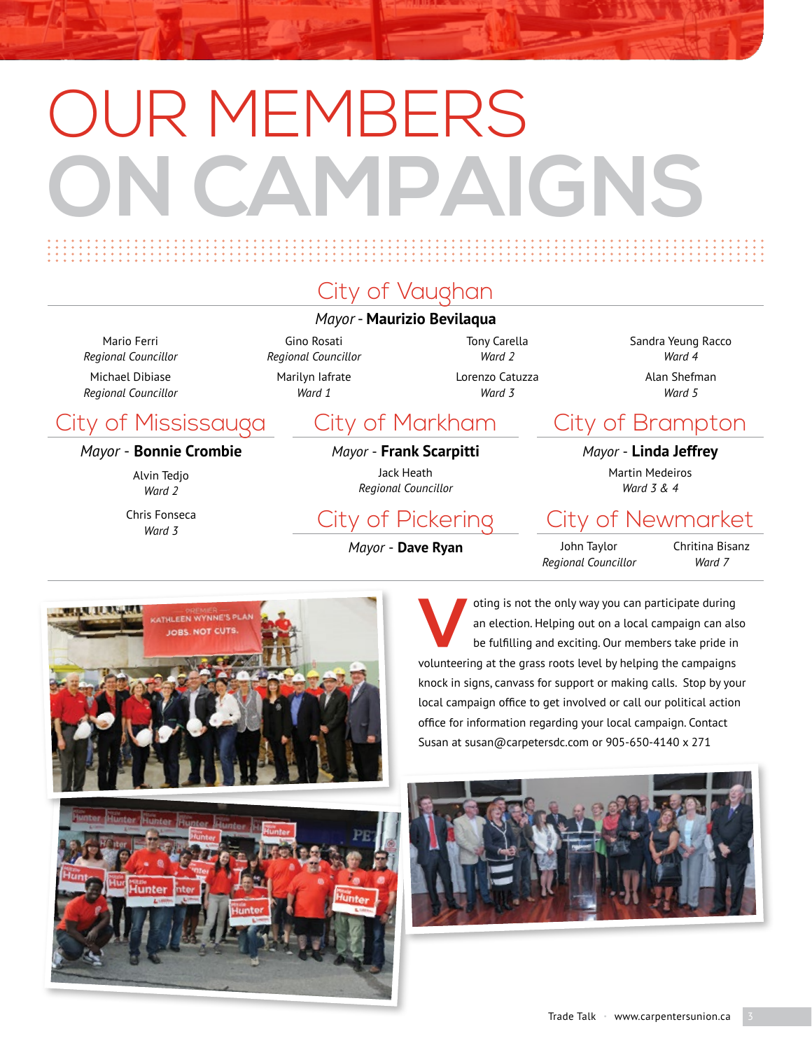# OUR MEMBERS ON CAMPAIGNS

## City of Vaughan

*Mayor* - **Maurizio Bevilaqua**

Mario Ferri
*Regional Councillor*

Michael Dibiase
*Regional Councillor*

Gino Rosati
*Regional Councillor*

Marilyn Iafrate
*Ward 1*

Tony Carella
*Ward 2*

Lorenzo Catuzza
*Ward 3*

Sandra Yeung Racco
*Ward 4*

Alan Shefman
*Ward 5*

## City of Mississauga

*Mayor* - **Bonnie Crombie**

Alvin Tedjo
*Ward 2*

Chris Fonseca
*Ward 3*

## City of Markham

*Mayor* - **Frank Scarpitti**

Jack Heath
*Regional Councillor*

## City of Pickering

*Mayor* - **Dave Ryan**

## City of Brampton

*Mayor* - **Linda Jeffrey**

Martin Medeiros
*Ward 3 & 4*

## City of Newmarket

John Taylor
*Regional Councillor*

Chritina Bisanz
*Ward 7*

Voting is not the only way you can participate during an election. Helping out on a local campaign can also be fulfilling and exciting. Our members take pride in volunteering at the grass roots level by helping the campaigns knock in signs, canvass for support or making calls. Stop by your local campaign office to get involved or call our political action office for information regarding your local campaign. Contact Susan at susan@carpetersdc.com or 905-650-4140 x 271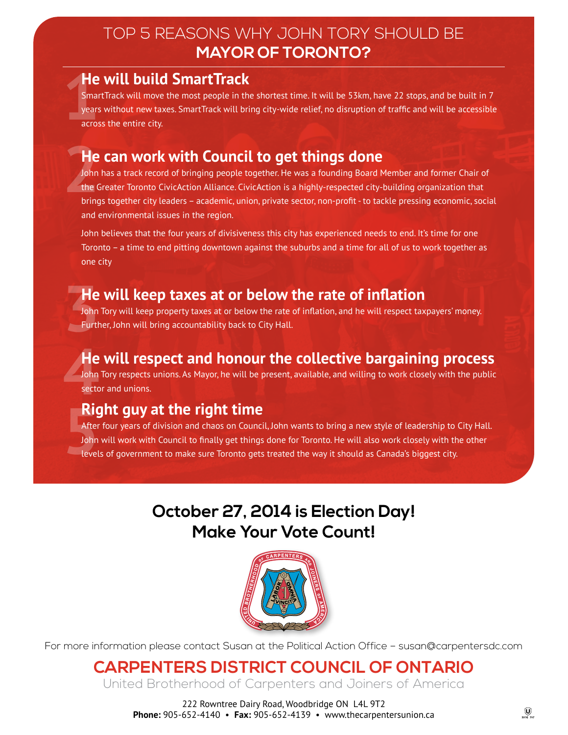# TOP 5 REASONS WHY JOHN TORY SHOULD BE **MAYOR OF TORONTO?**

## 1 He will build SmartTrack

SmartTrack will move the most people in the shortest time. It will be 53km, have 22 stops, and be built in 7 years without new taxes. SmartTrack will bring city-wide relief, no disruption of traffic and will be accessible across the entire city.

## 2 He can work with Council to get things done

John has a track record of bringing people together. He was a founding Board Member and former Chair of the Greater Toronto CivicAction Alliance. CivicAction is a highly-respected city-building organization that brings together city leaders – academic, union, private sector, non-profit - to tackle pressing economic, social and environmental issues in the region.

John believes that the four years of divisiveness this city has experienced needs to end. It's time for one Toronto – a time to end pitting downtown against the suburbs and a time for all of us to work together as one city

## 3 He will keep taxes at or below the rate of inflation

John Tory will keep property taxes at or below the rate of inflation, and he will respect taxpayers' money. Further, John will bring accountability back to City Hall.

## 4 He will respect and honour the collective bargaining process

John Tory respects unions. As Mayor, he will be present, available, and willing to work closely with the public sector and unions.

## 5 Right guy at the right time

After four years of division and chaos on Council, John wants to bring a new style of leadership to City Hall. John will work with Council to finally get things done for Toronto. He will also work closely with the other levels of government to make sure Toronto gets treated the way it should as Canada's biggest city.

**October 27, 2014 is Election Day!**
**Make Your Vote Count!**

For more information please contact Susan at the Political Action Office – susan@carpentersdc.com

## CARPENTERS DISTRICT COUNCIL OF ONTARIO

United Brotherhood of Carpenters and Joiners of America

222 Rowntree Dairy Road, Woodbridge ON L4L 9T2
**Phone:** 905-652-4140 • **Fax:** 905-652-4139 • www.thecarpentersunion.ca